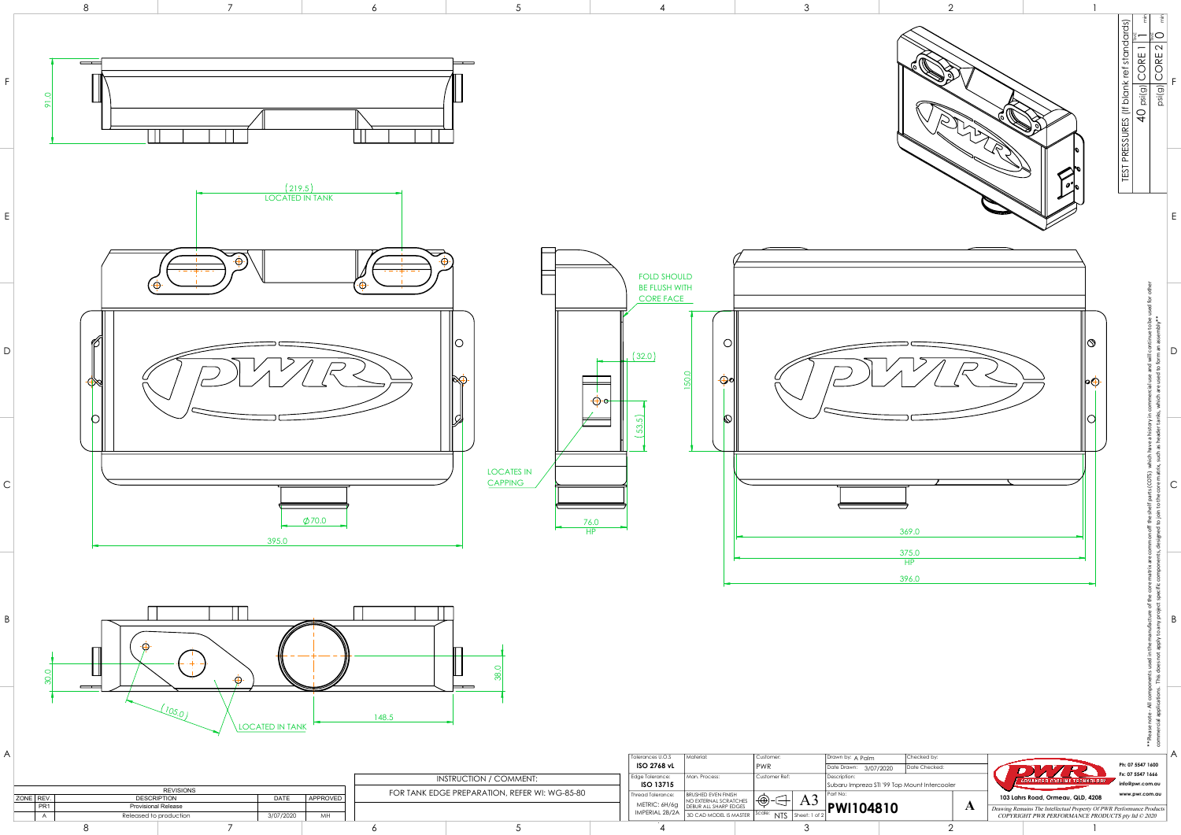TEST PRESSURES (If blank ref standards)

| | psi(g) | | min |
|---|---|---|---|
| CORE 1 | 40 | 1 | min |
| CORE 2 | | 0 | min |

(219.5) LOCATED IN TANK

FOLD SHOULD BE FLUSH WITH CORE FACE

(32.0)

150.0

(53.5)

LOCATES IN CAPPING

∅70.0

395.0

76.0 HP

369.0

375.0 HP

396.0

91.0

30.0

(105.0)

LOCATED IN TANK

148.5

38.0

**Please note - All components used in the manufacture of the core matrix are common off the shelf parts (COTS) which have a history in commercial use and will continue to be used for other commercial applications. This does not apply to any project specific components, designed to join to the core matrix, such as header tanks, which are used to form an assembly**

| REVISIONS | | | |
|---|---|---|---|
| ZONE | REV. | DESCRIPTION | DATE | APPROVED |
| | PR1 | Provisional Release | | |
| | A | Released to production | 3/07/2020 | MH |

INSTRUCTION / COMMENT:

FOR TANK EDGE PREPARATION, REFER WI: WG-85-80

| Tolerances U.O.S: ISO 2768 vL | Material: | Customer: PWR | Drawn by: A Palm | Checked by: |
|---|---|---|---|---|
| Edge Tolerance: ISO 13715 | Man. Process: | Customer Ref: | Date Drawn: 3/07/2020 | Date Checked: |
| Thread Tolerance: METRIC: 6H/6g IMPERIAL 2B/2A | BRUSHED EVEN FINISH NO EXTERNAL SCRATCHES DEBUR ALL SHARP EDGES 3D CAD MODEL IS MASTER | A3 Scale: NTS Sheet: 1 of 2 | Description: Subaru Impreza STi '99 Top Mount Intercooler Part No: PWI104810 | A |

PWR ADVANCED COOLING TECHNOLOGY

Ph: 07 5547 1600
Fx: 07 5547 1666
info@pwr.com.au
www.pwr.com.au

103 Lahrs Road, Ormeau, QLD, 4208

*Drawing Remains The Intellectual Property Of PWR Performance Products*
*COPYRIGHT PWR PERFORMANCE PRODUCTS pty ltd © 2020*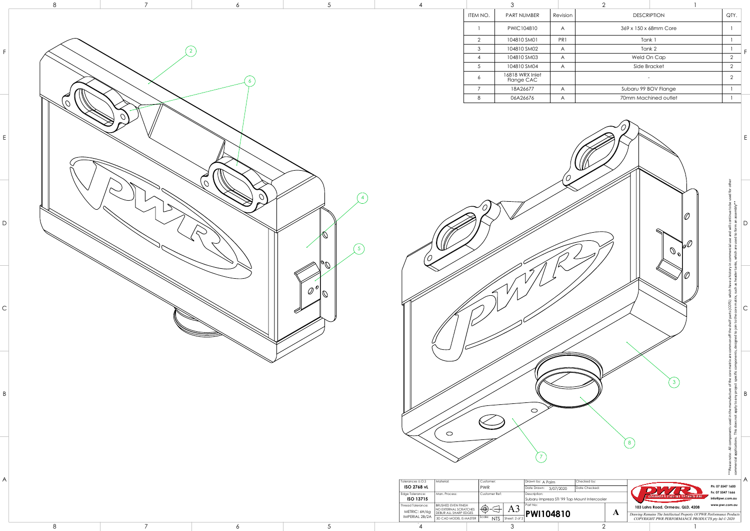| ITEM NO. | PART NUMBER | Revision | DESCRIPTION | QTY. |
|---|---|---|---|---|
| 1 | PWIC104810 | A | 369 x 150 x 68mm Core | 1 |
| 2 | 104810 SM01 | PR1 | Tank 1 | 1 |
| 3 | 104810 SM02 | A | Tank 2 | 1 |
| 4 | 104810 SM03 | A | Weld On Cap | 2 |
| 5 | 104810 SM04 | A | Side Bracket | 2 |
| 6 | 16818 WRX Inlet Flange CAC | | - | 2 |
| 7 | 18A26677 | A | Subaru 99 BOV Flange | 1 |
| 8 | 06A26676 | A | 70mm Machined outlet | 1 |

**Please note - All components used in the manufacture of the core matrix are common off the shelf parts (COTS) which have a history in commercial use and will continue to be used for other commercial applications. This does not apply to any project specific components, designed to join to the core matrix, such as header tanks, which are used to form an assembly**

| | | | | | | |
|---|---|---|---|---|---|---|
| Tolerances U.O.S: ISO 2768 vL | Material: | Customer: PWR | Drawn by: A Palm | Checked by: | | |
| Edge Tolerance: ISO 13715 | Man. Process: | Customer Ref: | Date Drawn: 3/07/2020 | Date Checked: | | |
| Thread Tolerance: METRIC: 6H/6g IMPERIAL 2B/2A | BRUSHED EVEN FINISH NO EXTERNAL SCRATCHES DEBUR ALL SHARP EDGES 3D CAD MODEL IS MASTER | A3 Scale: NTS | Description: Subaru Impreza STi '99 Top Mount Intercooler | | | |
| | | Sheet: 2 of 2 | Part No: PWI104810 | | A | |

PWR ADVANCED COOLING TECHNOLOGY

Ph: 07 5547 1600
Fx: 07 5547 1666
info@pwr.com.au
www.pwr.com.au

103 Lahrs Road, Ormeau, QLD, 4208

*Drawing Remains The Intellectual Property Of PWR Performance Products*
*COPYRIGHT PWR PERFORMANCE PRODUCTS pty ltd © 2020*